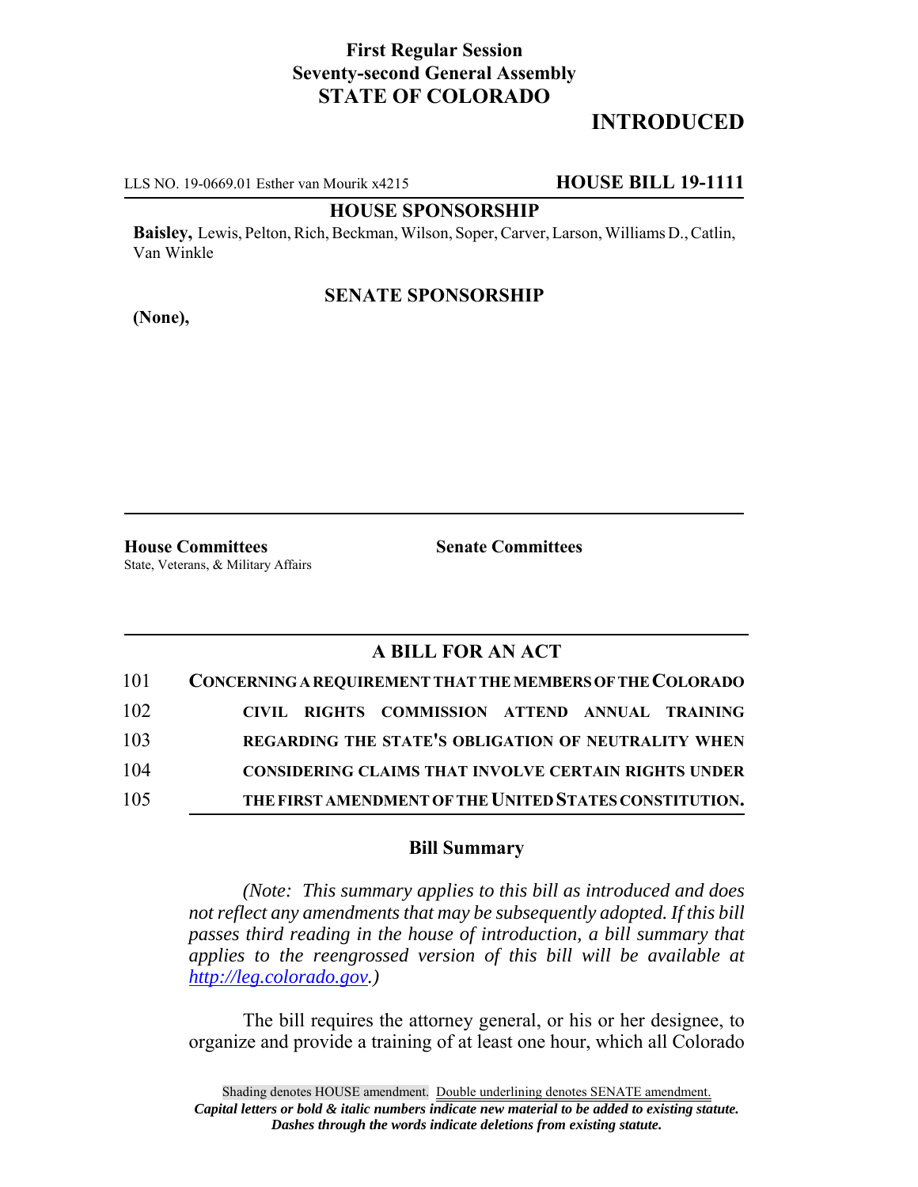**First Regular Session**
**Seventy-second General Assembly**
**STATE OF COLORADO**

# INTRODUCED

LLS NO. 19-0669.01 Esther van Mourik x4215 **HOUSE BILL 19-1111**

**HOUSE SPONSORSHIP**

**Baisley,** Lewis, Pelton, Rich, Beckman, Wilson, Soper, Carver, Larson, Williams D., Catlin, Van Winkle

**SENATE SPONSORSHIP**

**(None),**

**House Committees**
State, Veterans, & Military Affairs

**Senate Committees**

## A BILL FOR AN ACT

101 **CONCERNING A REQUIREMENT THAT THE MEMBERS OF THE COLORADO**
102 **CIVIL RIGHTS COMMISSION ATTEND ANNUAL TRAINING**
103 **REGARDING THE STATE'S OBLIGATION OF NEUTRALITY WHEN**
104 **CONSIDERING CLAIMS THAT INVOLVE CERTAIN RIGHTS UNDER**
105 **THE FIRST AMENDMENT OF THE UNITED STATES CONSTITUTION.**

### Bill Summary

*(Note: This summary applies to this bill as introduced and does not reflect any amendments that may be subsequently adopted. If this bill passes third reading in the house of introduction, a bill summary that applies to the reengrossed version of this bill will be available at http://leg.colorado.gov.)*

The bill requires the attorney general, or his or her designee, to organize and provide a training of at least one hour, which all Colorado

Shading denotes HOUSE amendment. Double underlining denotes SENATE amendment.
***Capital letters or bold & italic numbers indicate new material to be added to existing statute.***
***Dashes through the words indicate deletions from existing statute.***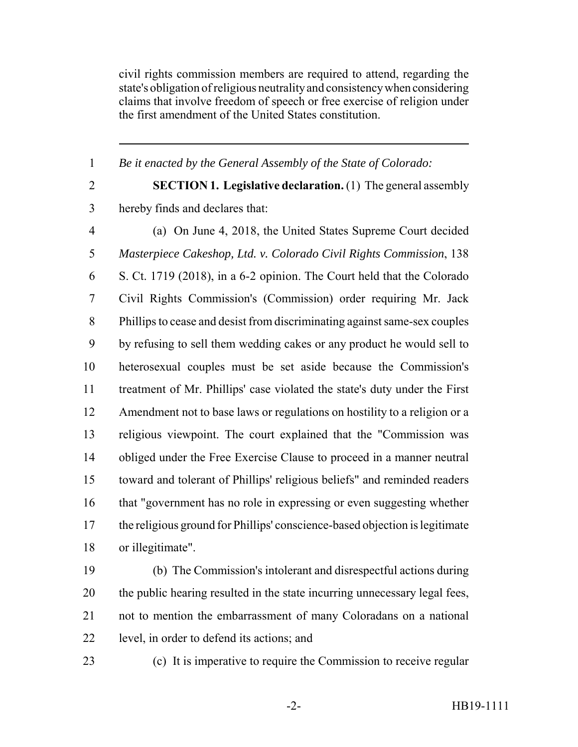civil rights commission members are required to attend, regarding the state's obligation of religious neutrality and consistency when considering claims that involve freedom of speech or free exercise of religion under the first amendment of the United States constitution.

---

*Be it enacted by the General Assembly of the State of Colorado:*

**SECTION 1. Legislative declaration.** (1) The general assembly hereby finds and declares that:

(a) On June 4, 2018, the United States Supreme Court decided *Masterpiece Cakeshop, Ltd. v. Colorado Civil Rights Commission*, 138 S. Ct. 1719 (2018), in a 6-2 opinion. The Court held that the Colorado Civil Rights Commission's (Commission) order requiring Mr. Jack Phillips to cease and desist from discriminating against same-sex couples by refusing to sell them wedding cakes or any product he would sell to heterosexual couples must be set aside because the Commission's treatment of Mr. Phillips' case violated the state's duty under the First Amendment not to base laws or regulations on hostility to a religion or a religious viewpoint. The court explained that the "Commission was obliged under the Free Exercise Clause to proceed in a manner neutral toward and tolerant of Phillips' religious beliefs" and reminded readers that "government has no role in expressing or even suggesting whether the religious ground for Phillips' conscience-based objection is legitimate or illegitimate".

(b) The Commission's intolerant and disrespectful actions during the public hearing resulted in the state incurring unnecessary legal fees, not to mention the embarrassment of many Coloradans on a national level, in order to defend its actions; and

(c) It is imperative to require the Commission to receive regular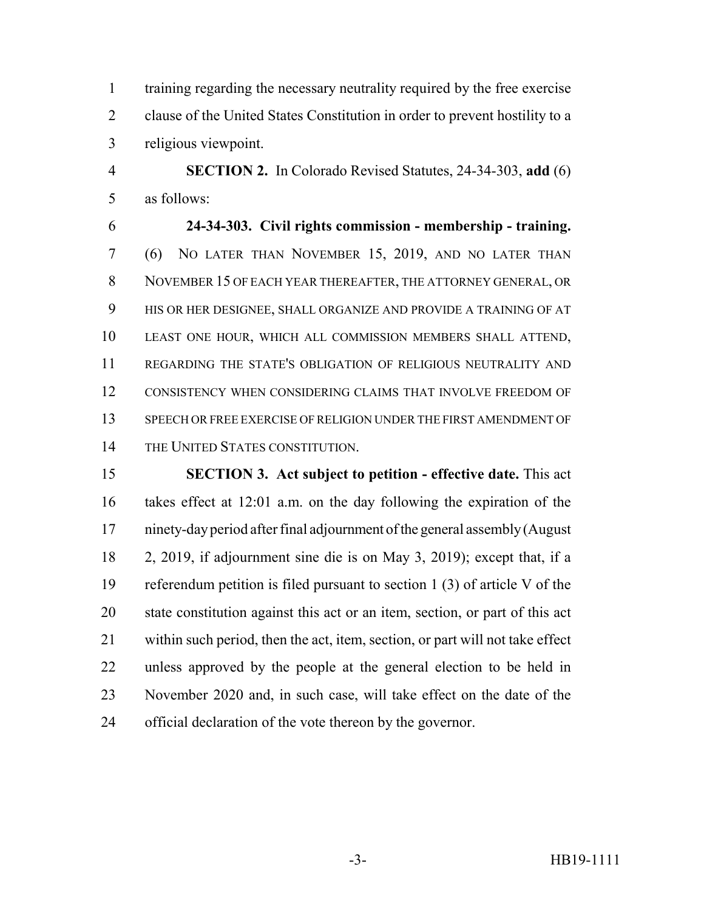training regarding the necessary neutrality required by the free exercise clause of the United States Constitution in order to prevent hostility to a religious viewpoint.

**SECTION 2.** In Colorado Revised Statutes, 24-34-303, **add** (6) as follows:

**24-34-303. Civil rights commission - membership - training.** (6) NO LATER THAN NOVEMBER 15, 2019, AND NO LATER THAN NOVEMBER 15 OF EACH YEAR THEREAFTER, THE ATTORNEY GENERAL, OR HIS OR HER DESIGNEE, SHALL ORGANIZE AND PROVIDE A TRAINING OF AT LEAST ONE HOUR, WHICH ALL COMMISSION MEMBERS SHALL ATTEND, REGARDING THE STATE'S OBLIGATION OF RELIGIOUS NEUTRALITY AND CONSISTENCY WHEN CONSIDERING CLAIMS THAT INVOLVE FREEDOM OF SPEECH OR FREE EXERCISE OF RELIGION UNDER THE FIRST AMENDMENT OF THE UNITED STATES CONSTITUTION.

**SECTION 3. Act subject to petition - effective date.** This act takes effect at 12:01 a.m. on the day following the expiration of the ninety-day period after final adjournment of the general assembly (August 2, 2019, if adjournment sine die is on May 3, 2019); except that, if a referendum petition is filed pursuant to section 1 (3) of article V of the state constitution against this act or an item, section, or part of this act within such period, then the act, item, section, or part will not take effect unless approved by the people at the general election to be held in November 2020 and, in such case, will take effect on the date of the official declaration of the vote thereon by the governor.